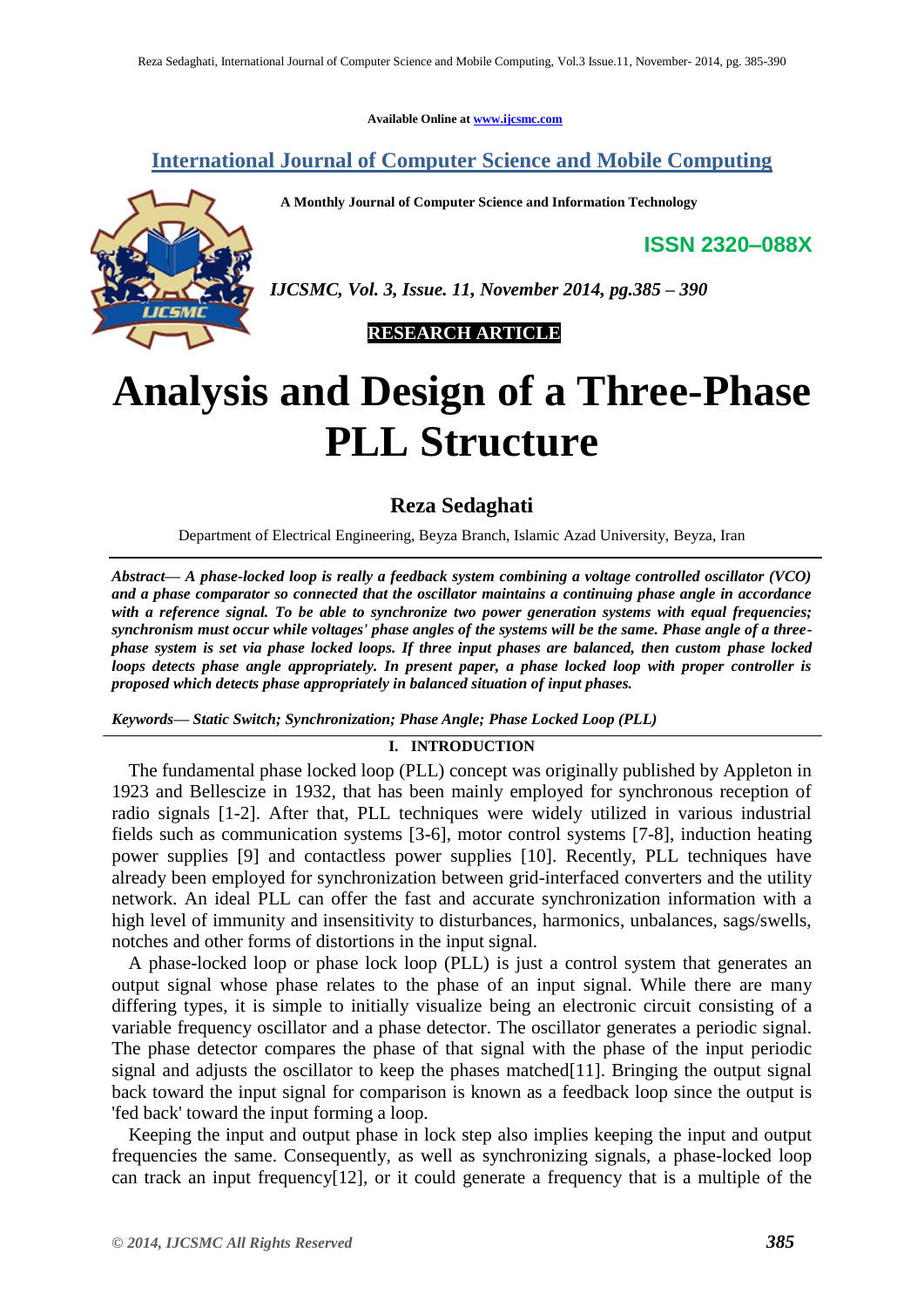Available Online at www.ijcsmc.com

**International Journal of Computer Science and Mobile Computing**

**A Monthly Journal of Computer Science and Information Technology**

**ISSN 2320–088X**

*IJCSMC, Vol. 3, Issue. 11, November 2014, pg.385 – 390*

**RESEARCH ARTICLE**

# Analysis and Design of a Three-Phase PLL Structure

**Reza Sedaghati**

Department of Electrical Engineering, Beyza Branch, Islamic Azad University, Beyza, Iran

***Abstract— A phase-locked loop is really a feedback system combining a voltage controlled oscillator (VCO) and a phase comparator so connected that the oscillator maintains a continuing phase angle in accordance with a reference signal. To be able to synchronize two power generation systems with equal frequencies; synchronism must occur while voltages' phase angles of the systems will be the same. Phase angle of a three-phase system is set via phase locked loops. If three input phases are balanced, then custom phase locked loops detects phase angle appropriately. In present paper, a phase locked loop with proper controller is proposed which detects phase appropriately in balanced situation of input phases.***

***Keywords— Static Switch; Synchronization; Phase Angle; Phase Locked Loop (PLL)***

## I. INTRODUCTION

The fundamental phase locked loop (PLL) concept was originally published by Appleton in 1923 and Bellescize in 1932, that has been mainly employed for synchronous reception of radio signals [1-2]. After that, PLL techniques were widely utilized in various industrial fields such as communication systems [3-6], motor control systems [7-8], induction heating power supplies [9] and contactless power supplies [10]. Recently, PLL techniques have already been employed for synchronization between grid-interfaced converters and the utility network. An ideal PLL can offer the fast and accurate synchronization information with a high level of immunity and insensitivity to disturbances, harmonics, unbalances, sags/swells, notches and other forms of distortions in the input signal.

A phase-locked loop or phase lock loop (PLL) is just a control system that generates an output signal whose phase relates to the phase of an input signal. While there are many differing types, it is simple to initially visualize being an electronic circuit consisting of a variable frequency oscillator and a phase detector. The oscillator generates a periodic signal. The phase detector compares the phase of that signal with the phase of the input periodic signal and adjusts the oscillator to keep the phases matched[11]. Bringing the output signal back toward the input signal for comparison is known as a feedback loop since the output is 'fed back' toward the input forming a loop.

Keeping the input and output phase in lock step also implies keeping the input and output frequencies the same. Consequently, as well as synchronizing signals, a phase-locked loop can track an input frequency[12], or it could generate a frequency that is a multiple of the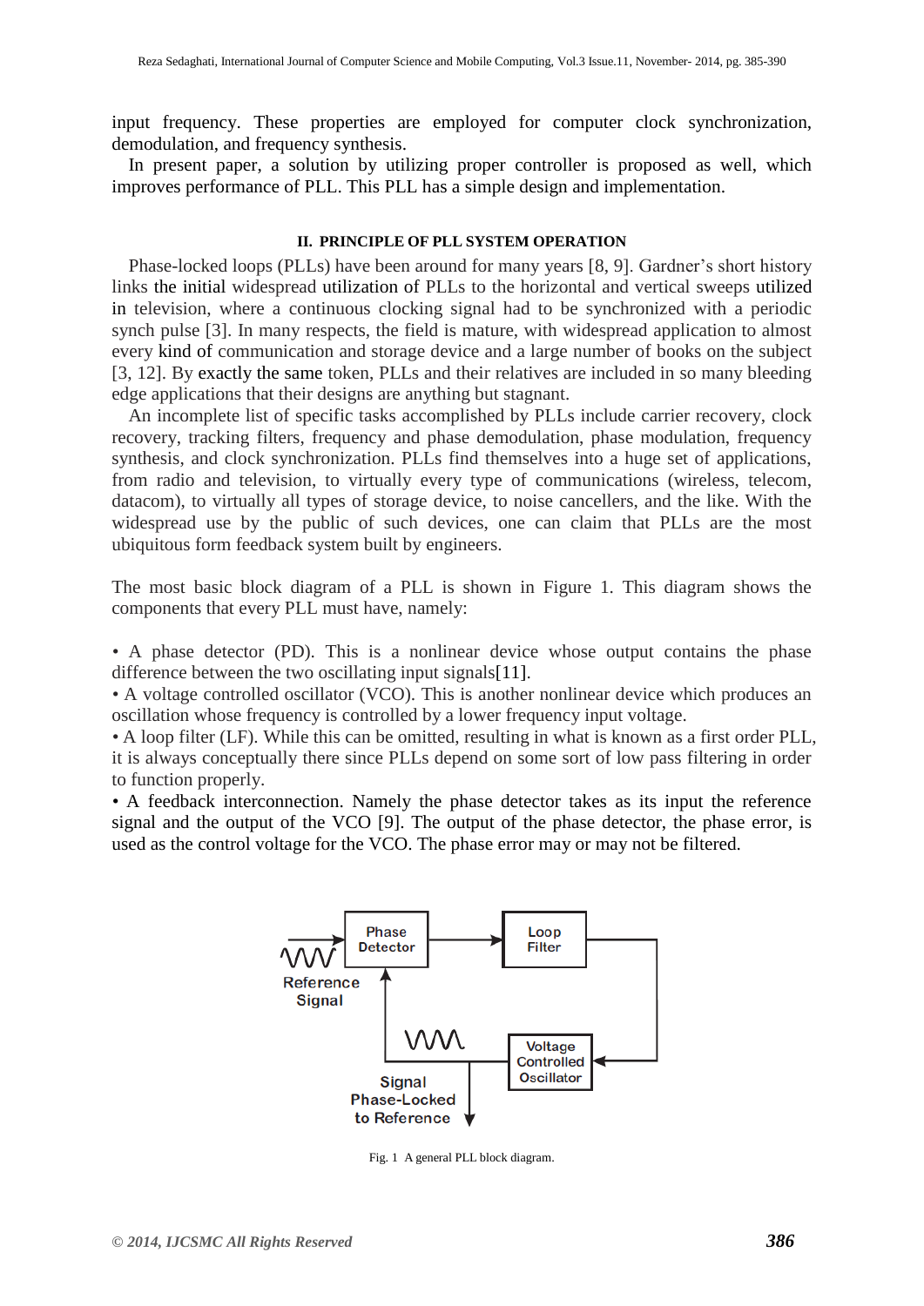input frequency. These properties are employed for computer clock synchronization, demodulation, and frequency synthesis.

In present paper, a solution by utilizing proper controller is proposed as well, which improves performance of PLL. This PLL has a simple design and implementation.

## II. PRINCIPLE OF PLL SYSTEM OPERATION

Phase-locked loops (PLLs) have been around for many years [8, 9]. Gardner's short history links the initial widespread utilization of PLLs to the horizontal and vertical sweeps utilized in television, where a continuous clocking signal had to be synchronized with a periodic synch pulse [3]. In many respects, the field is mature, with widespread application to almost every kind of communication and storage device and a large number of books on the subject [3, 12]. By exactly the same token, PLLs and their relatives are included in so many bleeding edge applications that their designs are anything but stagnant.

An incomplete list of specific tasks accomplished by PLLs include carrier recovery, clock recovery, tracking filters, frequency and phase demodulation, phase modulation, frequency synthesis, and clock synchronization. PLLs find themselves into a huge set of applications, from radio and television, to virtually every type of communications (wireless, telecom, datacom), to virtually all types of storage device, to noise cancellers, and the like. With the widespread use by the public of such devices, one can claim that PLLs are the most ubiquitous form feedback system built by engineers.

The most basic block diagram of a PLL is shown in Figure 1. This diagram shows the components that every PLL must have, namely:

- A phase detector (PD). This is a nonlinear device whose output contains the phase difference between the two oscillating input signals[11].
- A voltage controlled oscillator (VCO). This is another nonlinear device which produces an oscillation whose frequency is controlled by a lower frequency input voltage.
- A loop filter (LF). While this can be omitted, resulting in what is known as a first order PLL, it is always conceptually there since PLLs depend on some sort of low pass filtering in order to function properly.
- A feedback interconnection. Namely the phase detector takes as its input the reference signal and the output of the VCO [9]. The output of the phase detector, the phase error, is used as the control voltage for the VCO. The phase error may or may not be filtered.

Fig. 1 A general PLL block diagram.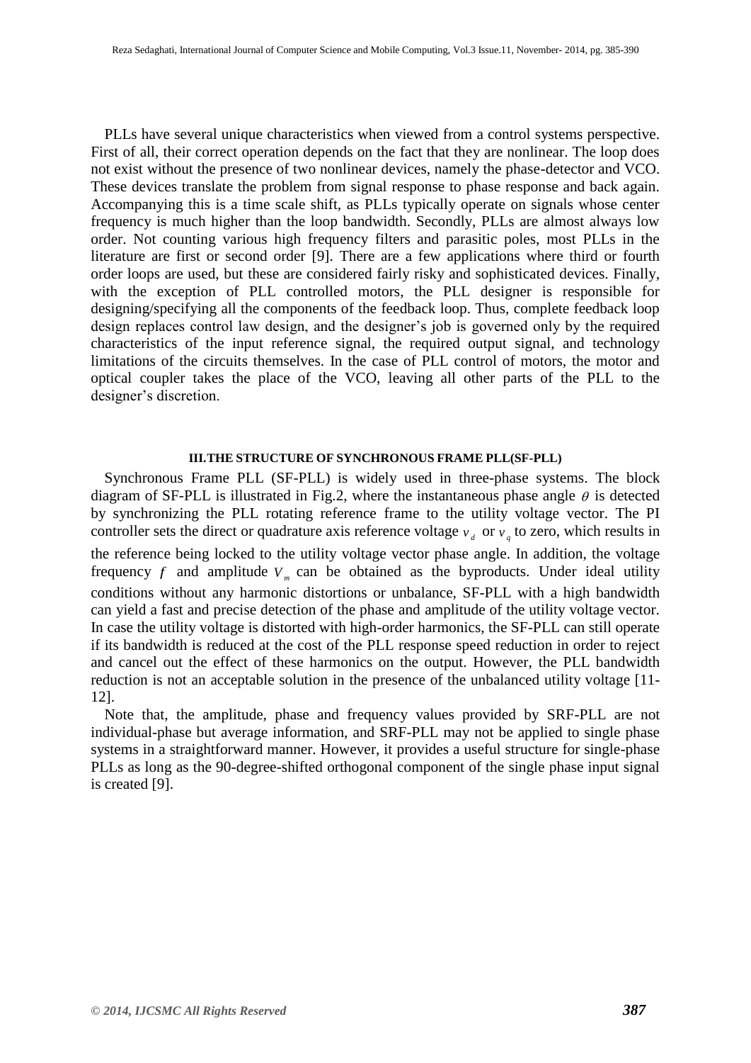PLLs have several unique characteristics when viewed from a control systems perspective. First of all, their correct operation depends on the fact that they are nonlinear. The loop does not exist without the presence of two nonlinear devices, namely the phase-detector and VCO. These devices translate the problem from signal response to phase response and back again. Accompanying this is a time scale shift, as PLLs typically operate on signals whose center frequency is much higher than the loop bandwidth. Secondly, PLLs are almost always low order. Not counting various high frequency filters and parasitic poles, most PLLs in the literature are first or second order [9]. There are a few applications where third or fourth order loops are used, but these are considered fairly risky and sophisticated devices. Finally, with the exception of PLL controlled motors, the PLL designer is responsible for designing/specifying all the components of the feedback loop. Thus, complete feedback loop design replaces control law design, and the designer's job is governed only by the required characteristics of the input reference signal, the required output signal, and technology limitations of the circuits themselves. In the case of PLL control of motors, the motor and optical coupler takes the place of the VCO, leaving all other parts of the PLL to the designer's discretion.

## III. THE STRUCTURE OF SYNCHRONOUS FRAME PLL(SF-PLL)

Synchronous Frame PLL (SF-PLL) is widely used in three-phase systems. The block diagram of SF-PLL is illustrated in Fig.2, where the instantaneous phase angle $\theta$ is detected by synchronizing the PLL rotating reference frame to the utility voltage vector. The PI controller sets the direct or quadrature axis reference voltage $v_d$ or $v_q$ to zero, which results in the reference being locked to the utility voltage vector phase angle. In addition, the voltage frequency $f$ and amplitude $V_m$ can be obtained as the byproducts. Under ideal utility conditions without any harmonic distortions or unbalance, SF-PLL with a high bandwidth can yield a fast and precise detection of the phase and amplitude of the utility voltage vector. In case the utility voltage is distorted with high-order harmonics, the SF-PLL can still operate if its bandwidth is reduced at the cost of the PLL response speed reduction in order to reject and cancel out the effect of these harmonics on the output. However, the PLL bandwidth reduction is not an acceptable solution in the presence of the unbalanced utility voltage [11-12].

Note that, the amplitude, phase and frequency values provided by SRF-PLL are not individual-phase but average information, and SRF-PLL may not be applied to single phase systems in a straightforward manner. However, it provides a useful structure for single-phase PLLs as long as the 90-degree-shifted orthogonal component of the single phase input signal is created [9].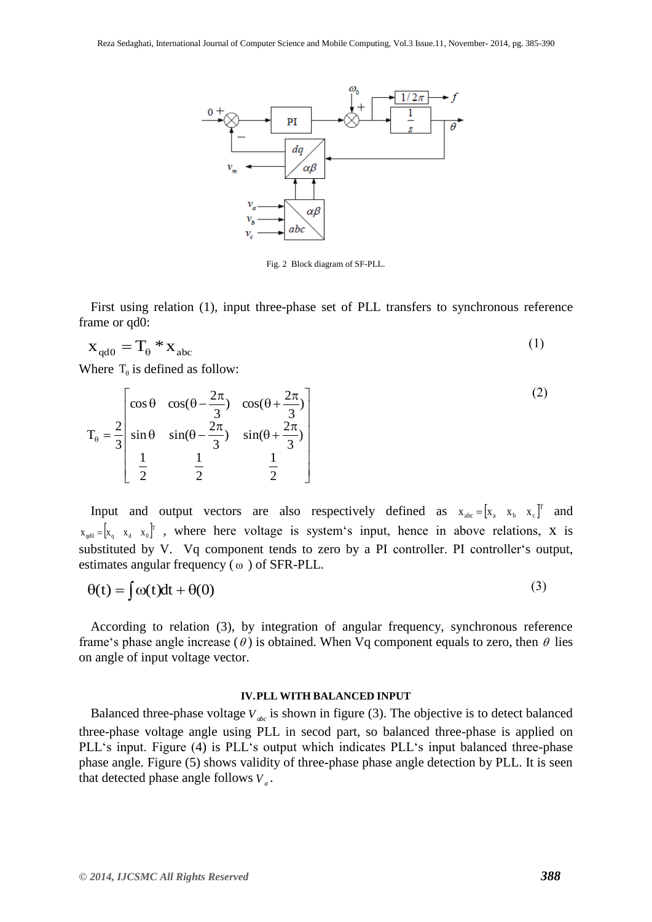Fig. 2  Block diagram of SF-PLL.

First using relation (1), input three-phase set of PLL transfers to synchronous reference frame or qd0:

$$x_{qd0} = T_\theta * x_{abc} \tag{1}$$

Where $T_\theta$ is defined as follow:

$$T_\theta = \frac{2}{3}\begin{bmatrix} \cos\theta & \cos(\theta - \frac{2\pi}{3}) & \cos(\theta + \frac{2\pi}{3}) \\ \sin\theta & \sin(\theta - \frac{2\pi}{3}) & \sin(\theta + \frac{2\pi}{3}) \\ \frac{1}{2} & \frac{1}{2} & \frac{1}{2} \end{bmatrix} \tag{2}$$

Input and output vectors are also respectively defined as $x_{abc} = [x_a \quad x_b \quad x_c]^T$ and $x_{qd0} = [x_q \quad x_d \quad x_0]^T$, where here voltage is system's input, hence in above relations, x is substituted by V. Vq component tends to zero by a PI controller. PI controller's output, estimates angular frequency ($\omega$) of SFR-PLL.

$$\theta(t) = \int \omega(t)dt + \theta(0) \tag{3}$$

According to relation (3), by integration of angular frequency, synchronous reference frame's phase angle increase ($\theta$) is obtained. When Vq component equals to zero, then $\theta$ lies on angle of input voltage vector.

## IV. PLL WITH BALANCED INPUT

Balanced three-phase voltage $V_{abc}$ is shown in figure (3). The objective is to detect balanced three-phase voltage angle using PLL in secod part, so balanced three-phase is applied on PLL's input. Figure (4) is PLL's output which indicates PLL's input balanced three-phase phase angle. Figure (5) shows validity of three-phase phase angle detection by PLL. It is seen that detected phase angle follows $V_a$.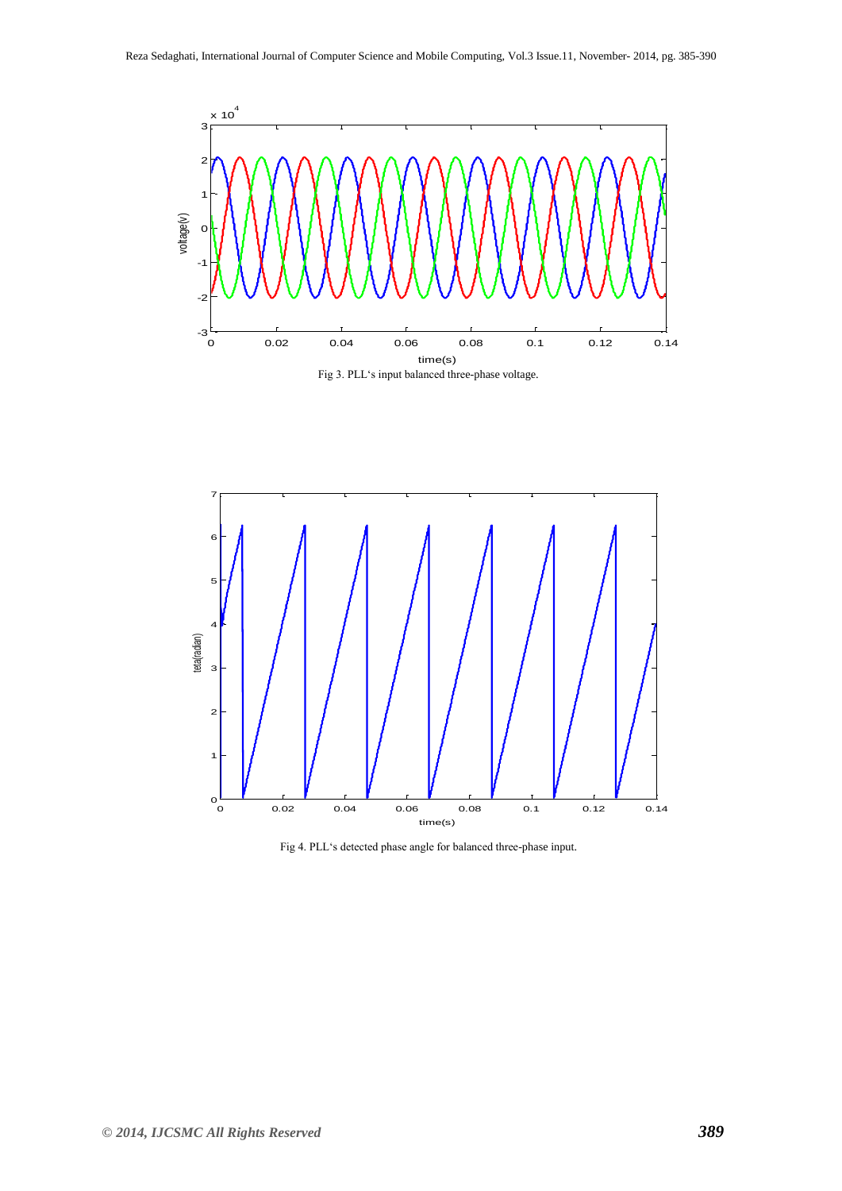Fig 3. PLL's input balanced three-phase voltage.

Fig 4. PLL's detected phase angle for balanced three-phase input.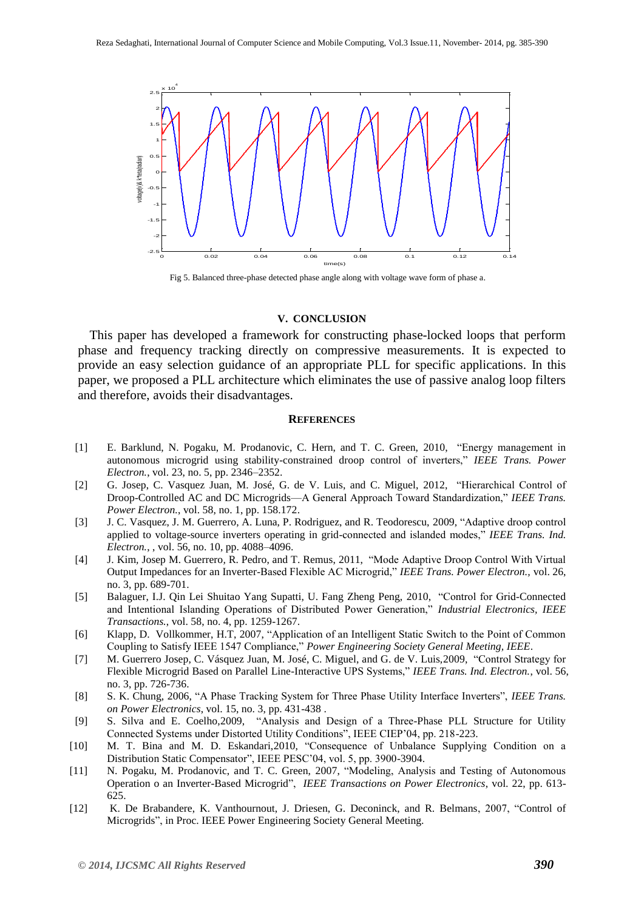x 10^4

2.5
2
1.5
1
0.5
0
-0.5
-1
-1.5
-2
-2.5

voltage(v)& k*teta(radian)

0
0.02
0.04
0.06
0.08
0.1
0.12
0.14

time(s)

Fig 5. Balanced three-phase detected phase angle along with voltage wave form of phase a.

## V. CONCLUSION

This paper has developed a framework for constructing phase-locked loops that perform phase and frequency tracking directly on compressive measurements. It is expected to provide an easy selection guidance of an appropriate PLL for specific applications. In this paper, we proposed a PLL architecture which eliminates the use of passive analog loop filters and therefore, avoids their disadvantages.

## REFERENCES

[1] E. Barklund, N. Pogaku, M. Prodanovic, C. Hern, and T. C. Green, 2010, "Energy management in autonomous microgrid using stability-constrained droop control of inverters," *IEEE Trans. Power Electron.*, vol. 23, no. 5, pp. 2346–2352.

[2] G. Josep, C. Vasquez Juan, M. José, G. de V. Luis, and C. Miguel, 2012, "Hierarchical Control of Droop-Controlled AC and DC Microgrids—A General Approach Toward Standardization," *IEEE Trans. Power Electron.*, vol. 58, no. 1, pp. 158.172.

[3] J. C. Vasquez, J. M. Guerrero, A. Luna, P. Rodriguez, and R. Teodorescu, 2009, "Adaptive droop control applied to voltage-source inverters operating in grid-connected and islanded modes," *IEEE Trans. Ind. Electron.*, , vol. 56, no. 10, pp. 4088–4096.

[4] J. Kim, Josep M. Guerrero, R. Pedro, and T. Remus, 2011, "Mode Adaptive Droop Control With Virtual Output Impedances for an Inverter-Based Flexible AC Microgrid," *IEEE Trans. Power Electron.*, vol. 26, no. 3, pp. 689-701.

[5] Balaguer, I.J. Qin Lei Shuitao Yang Supatti, U. Fang Zheng Peng, 2010, "Control for Grid-Connected and Intentional Islanding Operations of Distributed Power Generation," *Industrial Electronics, IEEE Transactions.*, vol. 58, no. 4, pp. 1259-1267.

[6] Klapp, D. Vollkommer, H.T, 2007, "Application of an Intelligent Static Switch to the Point of Common Coupling to Satisfy IEEE 1547 Compliance," *Power Engineering Society General Meeting, IEEE*.

[7] M. Guerrero Josep, C. Vásquez Juan, M. José, C. Miguel, and G. de V. Luis,2009, "Control Strategy for Flexible Microgrid Based on Parallel Line-Interactive UPS Systems," *IEEE Trans. Ind. Electron.*, vol. 56, no. 3, pp. 726-736.

[8] S. K. Chung, 2006, "A Phase Tracking System for Three Phase Utility Interface Inverters", *IEEE Trans. on Power Electronics*, vol. 15, no. 3, pp. 431-438 .

[9] S. Silva and E. Coelho,2009, "Analysis and Design of a Three-Phase PLL Structure for Utility Connected Systems under Distorted Utility Conditions", IEEE CIEP'04, pp. 218-223.

[10] M. T. Bina and M. D. Eskandari,2010, "Consequence of Unbalance Supplying Condition on a Distribution Static Compensator", IEEE PESC'04, vol. 5, pp. 3900-3904.

[11] N. Pogaku, M. Prodanovic, and T. C. Green, 2007, "Modeling, Analysis and Testing of Autonomous Operation o an Inverter-Based Microgrid", *IEEE Transactions on Power Electronics*, vol. 22, pp. 613-625.

[12] K. De Brabandere, K. Vanthournout, J. Driesen, G. Deconinck, and R. Belmans, 2007, "Control of Microgrids", in Proc. IEEE Power Engineering Society General Meeting.